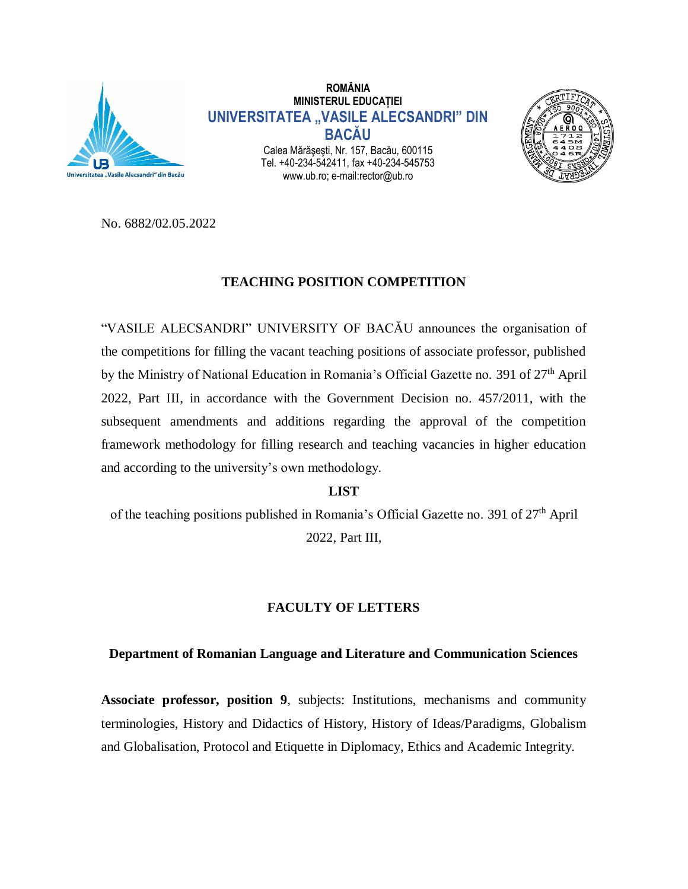ROMÂNIA
MINISTERUL EDUCAȚIEI
**UNIVERSITATEA „VASILE ALECSANDRI" DIN BACĂU**
Calea Mărăşeşti, Nr. 157, Bacău, 600115
Tel. +40-234-542411, fax +40-234-545753
www.ub.ro; e-mail:rector@ub.ro

No. 6882/02.05.2022

## TEACHING POSITION COMPETITION

"VASILE ALECSANDRI" UNIVERSITY OF BACĂU announces the organisation of the competitions for filling the vacant teaching positions of associate professor, published by the Ministry of National Education in Romania's Official Gazette no. 391 of 27th April 2022, Part III, in accordance with the Government Decision no. 457/2011, with the subsequent amendments and additions regarding the approval of the competition framework methodology for filling research and teaching vacancies in higher education and according to the university's own methodology.

**LIST**

of the teaching positions published in Romania's Official Gazette no. 391 of 27th April 2022, Part III,

### FACULTY OF LETTERS

#### Department of Romanian Language and Literature and Communication Sciences

**Associate professor, position 9**, subjects: Institutions, mechanisms and community terminologies, History and Didactics of History, History of Ideas/Paradigms, Globalism and Globalisation, Protocol and Etiquette in Diplomacy, Ethics and Academic Integrity.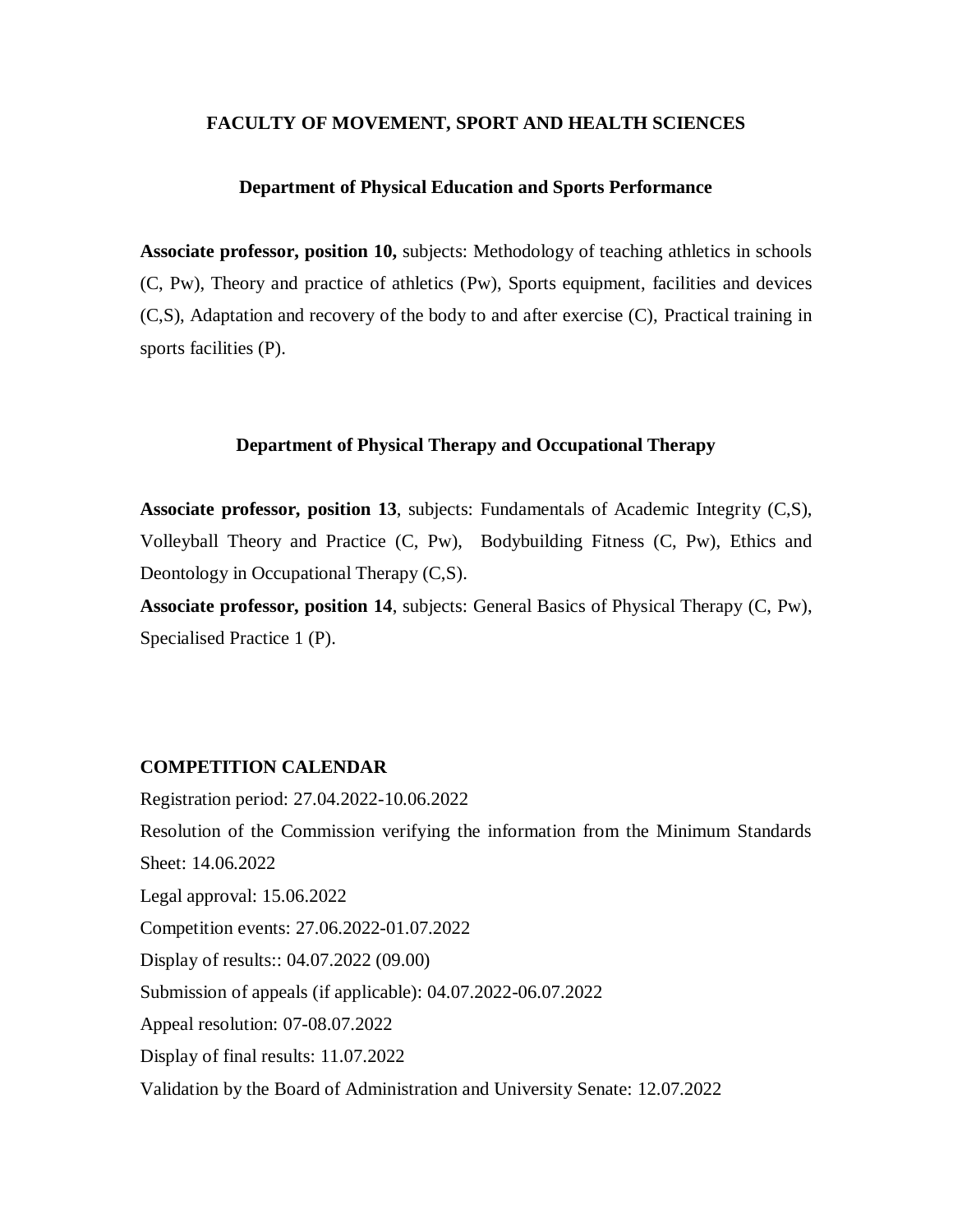## FACULTY OF MOVEMENT, SPORT AND HEALTH SCIENCES

### Department of Physical Education and Sports Performance

**Associate professor, position 10,** subjects: Methodology of teaching athletics in schools (C, Pw), Theory and practice of athletics (Pw), Sports equipment, facilities and devices (C,S), Adaptation and recovery of the body to and after exercise (C), Practical training in sports facilities (P).

### Department of Physical Therapy and Occupational Therapy

**Associate professor, position 13**, subjects: Fundamentals of Academic Integrity (C,S), Volleyball Theory and Practice (C, Pw), Bodybuilding Fitness (C, Pw), Ethics and Deontology in Occupational Therapy (C,S).

**Associate professor, position 14**, subjects: General Basics of Physical Therapy (C, Pw), Specialised Practice 1 (P).

**COMPETITION CALENDAR**

Registration period: 27.04.2022-10.06.2022

Resolution of the Commission verifying the information from the Minimum Standards Sheet: 14.06.2022

Legal approval: 15.06.2022

Competition events: 27.06.2022-01.07.2022

Display of results:: 04.07.2022 (09.00)

Submission of appeals (if applicable): 04.07.2022-06.07.2022

Appeal resolution: 07-08.07.2022

Display of final results: 11.07.2022

Validation by the Board of Administration and University Senate: 12.07.2022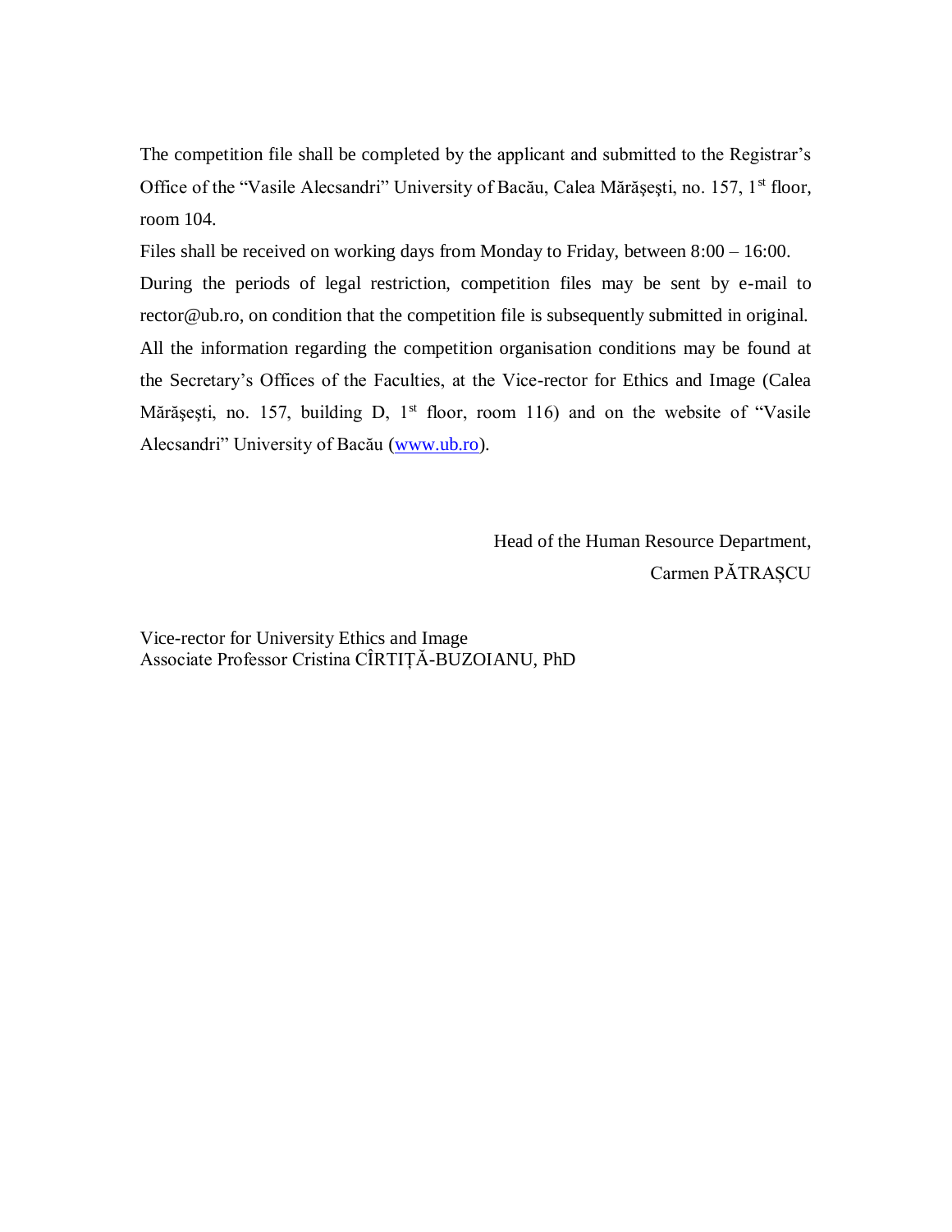The competition file shall be completed by the applicant and submitted to the Registrar's Office of the "Vasile Alecsandri" University of Bacău, Calea Mărăşeşti, no. 157, 1st floor, room 104.

Files shall be received on working days from Monday to Friday, between 8:00 – 16:00.

During the periods of legal restriction, competition files may be sent by e-mail to rector@ub.ro, on condition that the competition file is subsequently submitted in original.

All the information regarding the competition organisation conditions may be found at the Secretary's Offices of the Faculties, at the Vice-rector for Ethics and Image (Calea Mărăşeşti, no. 157, building D, 1st floor, room 116) and on the website of "Vasile Alecsandri" University of Bacău (www.ub.ro).

Head of the Human Resource Department,
Carmen PĂTRAȘCU

Vice-rector for University Ethics and Image
Associate Professor Cristina CÎRTIȚĂ-BUZOIANU, PhD